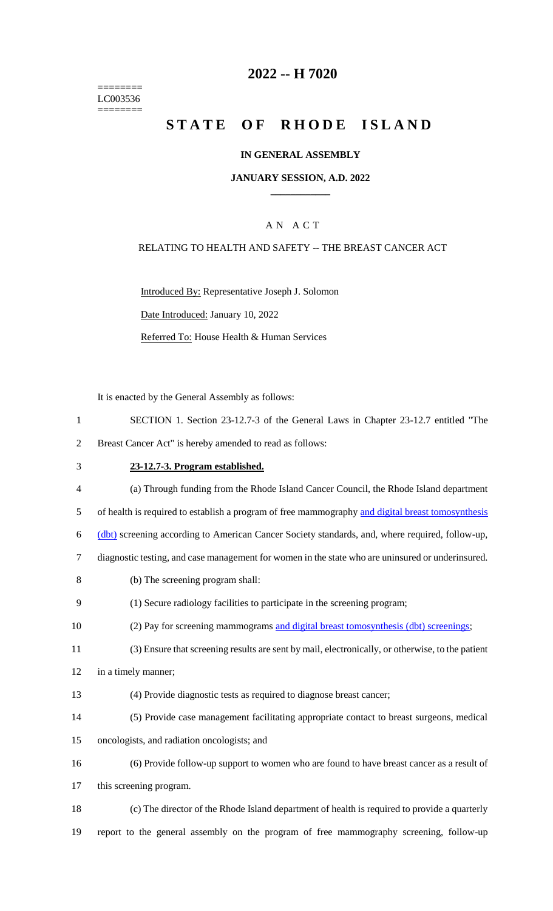========
LC003536
========

# 2022 -- H 7020

# STATE OF RHODE ISLAND

## IN GENERAL ASSEMBLY

### JANUARY SESSION, A.D. 2022

---

A N A C T

RELATING TO HEALTH AND SAFETY -- THE BREAST CANCER ACT

Introduced By: Representative Joseph J. Solomon

Date Introduced: January 10, 2022

Referred To: House Health & Human Services

It is enacted by the General Assembly as follows:

SECTION 1. Section 23-12.7-3 of the General Laws in Chapter 23-12.7 entitled "The Breast Cancer Act" is hereby amended to read as follows:

**23-12.7-3. Program established.**

(a) Through funding from the Rhode Island Cancer Council, the Rhode Island department of health is required to establish a program of free mammography and digital breast tomosynthesis (dbt) screening according to American Cancer Society standards, and, where required, follow-up, diagnostic testing, and case management for women in the state who are uninsured or underinsured.

(b) The screening program shall:

(1) Secure radiology facilities to participate in the screening program;

(2) Pay for screening mammograms and digital breast tomosynthesis (dbt) screenings;

(3) Ensure that screening results are sent by mail, electronically, or otherwise, to the patient in a timely manner;

(4) Provide diagnostic tests as required to diagnose breast cancer;

(5) Provide case management facilitating appropriate contact to breast surgeons, medical oncologists, and radiation oncologists; and

(6) Provide follow-up support to women who are found to have breast cancer as a result of this screening program.

(c) The director of the Rhode Island department of health is required to provide a quarterly report to the general assembly on the program of free mammography screening, follow-up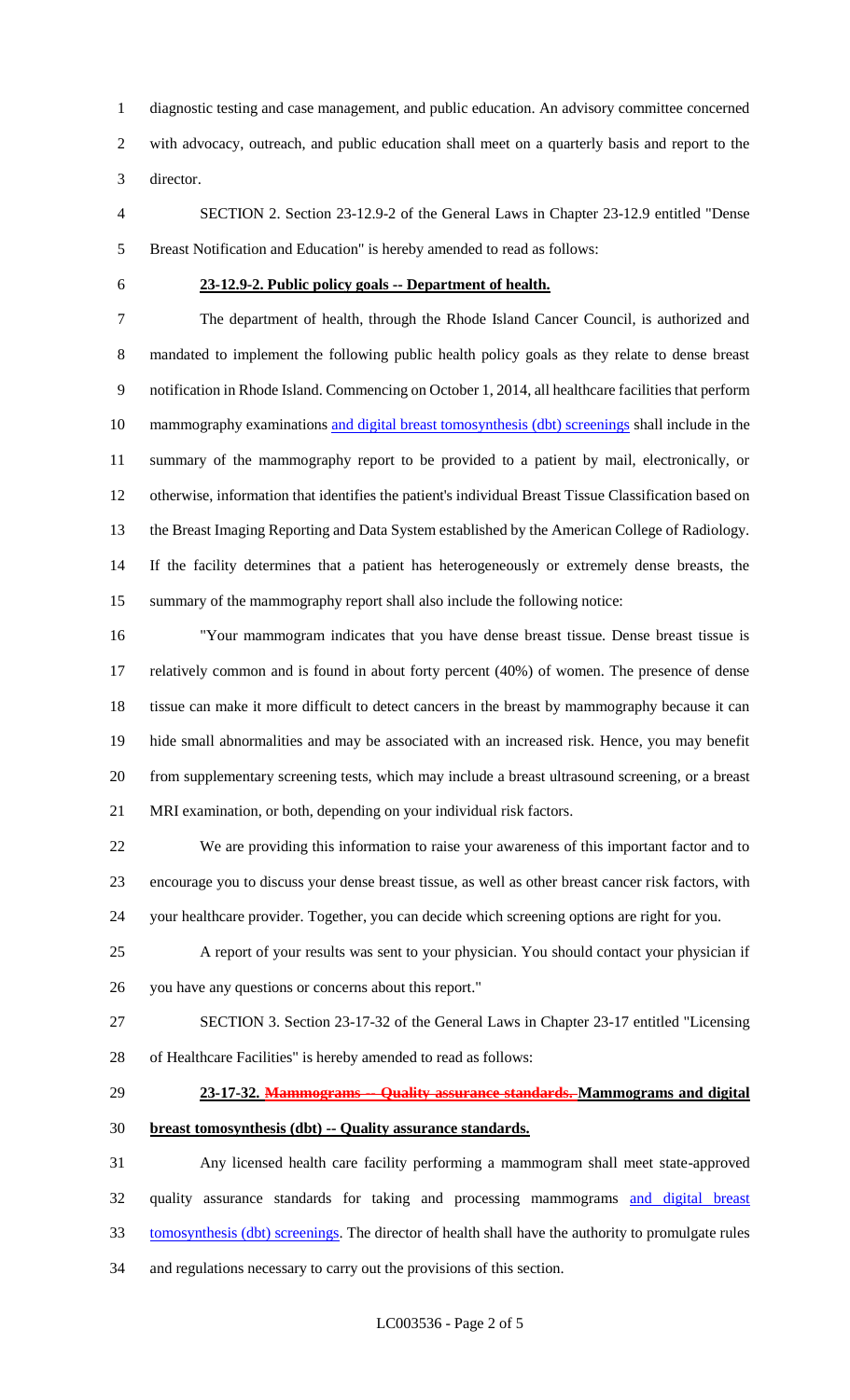diagnostic testing and case management, and public education. An advisory committee concerned with advocacy, outreach, and public education shall meet on a quarterly basis and report to the director.

SECTION 2. Section 23-12.9-2 of the General Laws in Chapter 23-12.9 entitled "Dense Breast Notification and Education" is hereby amended to read as follows:

**23-12.9-2. Public policy goals -- Department of health.**

The department of health, through the Rhode Island Cancer Council, is authorized and mandated to implement the following public health policy goals as they relate to dense breast notification in Rhode Island. Commencing on October 1, 2014, all healthcare facilities that perform mammography examinations <u>and digital breast tomosynthesis (dbt) screenings</u> shall include in the summary of the mammography report to be provided to a patient by mail, electronically, or otherwise, information that identifies the patient's individual Breast Tissue Classification based on the Breast Imaging Reporting and Data System established by the American College of Radiology. If the facility determines that a patient has heterogeneously or extremely dense breasts, the summary of the mammography report shall also include the following notice:

"Your mammogram indicates that you have dense breast tissue. Dense breast tissue is relatively common and is found in about forty percent (40%) of women. The presence of dense tissue can make it more difficult to detect cancers in the breast by mammography because it can hide small abnormalities and may be associated with an increased risk. Hence, you may benefit from supplementary screening tests, which may include a breast ultrasound screening, or a breast MRI examination, or both, depending on your individual risk factors.

We are providing this information to raise your awareness of this important factor and to encourage you to discuss your dense breast tissue, as well as other breast cancer risk factors, with your healthcare provider. Together, you can decide which screening options are right for you.

A report of your results was sent to your physician. You should contact your physician if you have any questions or concerns about this report."

SECTION 3. Section 23-17-32 of the General Laws in Chapter 23-17 entitled "Licensing of Healthcare Facilities" is hereby amended to read as follows:

**23-17-32. ~~Mammograms -- Quality assurance standards.~~ <u>Mammograms and digital breast tomosynthesis (dbt) -- Quality assurance standards.</u>**

Any licensed health care facility performing a mammogram shall meet state-approved quality assurance standards for taking and processing mammograms <u>and digital breast tomosynthesis (dbt) screenings</u>. The director of health shall have the authority to promulgate rules and regulations necessary to carry out the provisions of this section.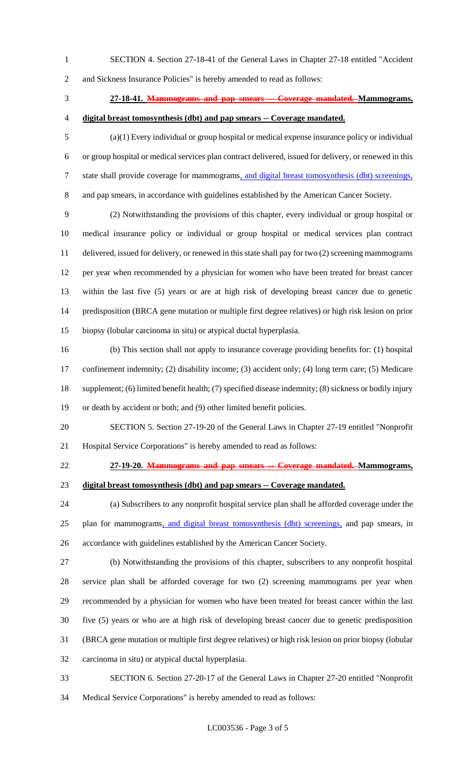SECTION 4. Section 27-18-41 of the General Laws in Chapter 27-18 entitled "Accident and Sickness Insurance Policies" is hereby amended to read as follows:

**27-18-41. ~~Mammograms and pap smears -- Coverage mandated.~~ Mammograms, digital breast tomosynthesis (dbt) and pap smears -- Coverage mandated.**

(a)(1) Every individual or group hospital or medical expense insurance policy or individual or group hospital or medical services plan contract delivered, issued for delivery, or renewed in this state shall provide coverage for mammograms, and digital breast tomosynthesis (dbt) screenings, and pap smears, in accordance with guidelines established by the American Cancer Society.

(2) Notwithstanding the provisions of this chapter, every individual or group hospital or medical insurance policy or individual or group hospital or medical services plan contract delivered, issued for delivery, or renewed in this state shall pay for two (2) screening mammograms per year when recommended by a physician for women who have been treated for breast cancer within the last five (5) years or are at high risk of developing breast cancer due to genetic predisposition (BRCA gene mutation or multiple first degree relatives) or high risk lesion on prior biopsy (lobular carcinoma in situ) or atypical ductal hyperplasia.

(b) This section shall not apply to insurance coverage providing benefits for: (1) hospital confinement indemnity; (2) disability income; (3) accident only; (4) long term care; (5) Medicare supplement; (6) limited benefit health; (7) specified disease indemnity; (8) sickness or bodily injury or death by accident or both; and (9) other limited benefit policies.

SECTION 5. Section 27-19-20 of the General Laws in Chapter 27-19 entitled "Nonprofit Hospital Service Corporations" is hereby amended to read as follows:

**27-19-20. ~~Mammograms and pap smears -- Coverage mandated.~~ Mammograms, digital breast tomosynthesis (dbt) and pap smears -- Coverage mandated.**

(a) Subscribers to any nonprofit hospital service plan shall be afforded coverage under the plan for mammograms, and digital breast tomosynthesis (dbt) screenings, and pap smears, in accordance with guidelines established by the American Cancer Society.

(b) Notwithstanding the provisions of this chapter, subscribers to any nonprofit hospital service plan shall be afforded coverage for two (2) screening mammograms per year when recommended by a physician for women who have been treated for breast cancer within the last five (5) years or who are at high risk of developing breast cancer due to genetic predisposition (BRCA gene mutation or multiple first degree relatives) or high risk lesion on prior biopsy (lobular carcinoma in situ) or atypical ductal hyperplasia.

SECTION 6. Section 27-20-17 of the General Laws in Chapter 27-20 entitled "Nonprofit Medical Service Corporations" is hereby amended to read as follows: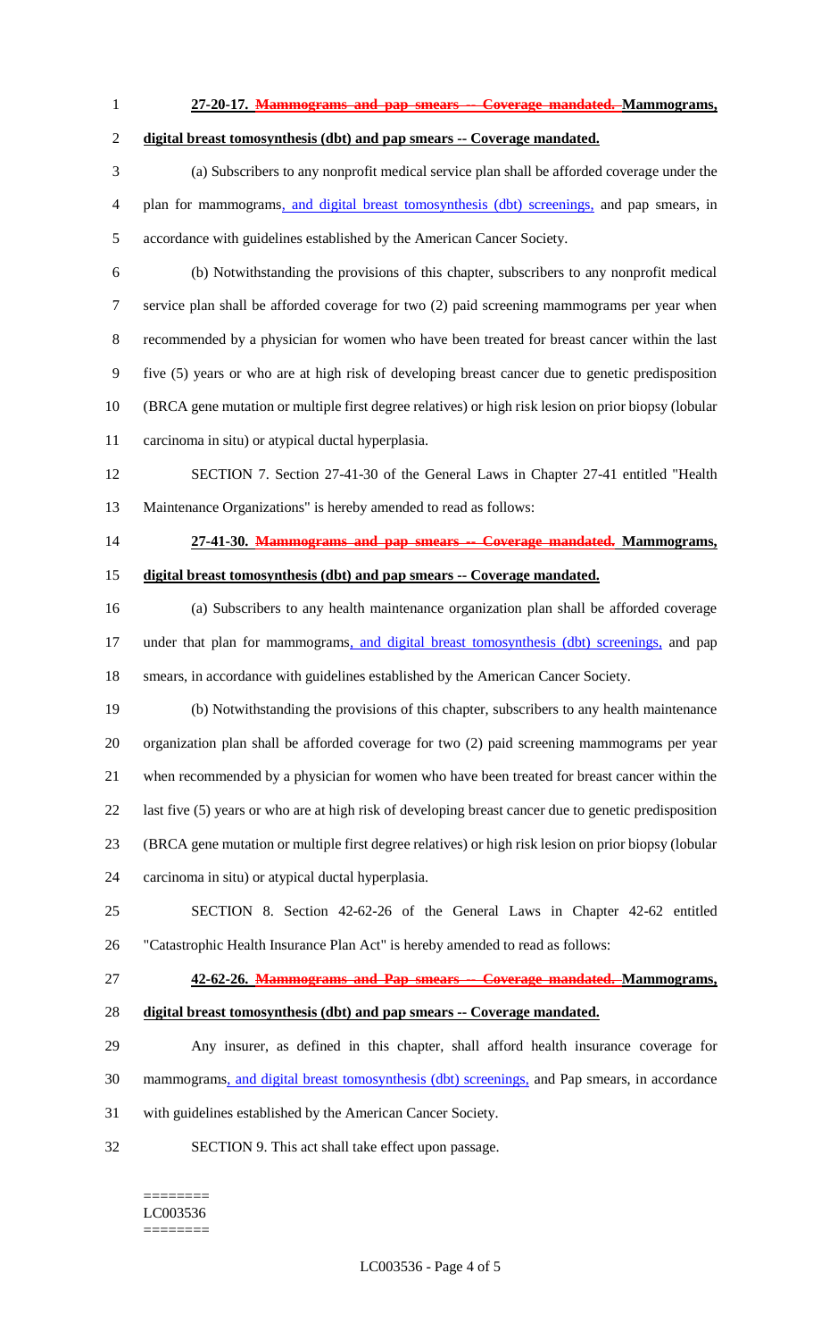**27-20-17. ~~Mammograms and pap smears -- Coverage mandated.~~ Mammograms, digital breast tomosynthesis (dbt) and pap smears -- Coverage mandated.**

(a) Subscribers to any nonprofit medical service plan shall be afforded coverage under the plan for mammograms, and digital breast tomosynthesis (dbt) screenings, and pap smears, in accordance with guidelines established by the American Cancer Society.

(b) Notwithstanding the provisions of this chapter, subscribers to any nonprofit medical service plan shall be afforded coverage for two (2) paid screening mammograms per year when recommended by a physician for women who have been treated for breast cancer within the last five (5) years or who are at high risk of developing breast cancer due to genetic predisposition (BRCA gene mutation or multiple first degree relatives) or high risk lesion on prior biopsy (lobular carcinoma in situ) or atypical ductal hyperplasia.

SECTION 7. Section 27-41-30 of the General Laws in Chapter 27-41 entitled "Health Maintenance Organizations" is hereby amended to read as follows:

**27-41-30. ~~Mammograms and pap smears -- Coverage mandated.~~ Mammograms, digital breast tomosynthesis (dbt) and pap smears -- Coverage mandated.**

(a) Subscribers to any health maintenance organization plan shall be afforded coverage under that plan for mammograms, and digital breast tomosynthesis (dbt) screenings, and pap smears, in accordance with guidelines established by the American Cancer Society.

(b) Notwithstanding the provisions of this chapter, subscribers to any health maintenance organization plan shall be afforded coverage for two (2) paid screening mammograms per year when recommended by a physician for women who have been treated for breast cancer within the last five (5) years or who are at high risk of developing breast cancer due to genetic predisposition (BRCA gene mutation or multiple first degree relatives) or high risk lesion on prior biopsy (lobular carcinoma in situ) or atypical ductal hyperplasia.

SECTION 8. Section 42-62-26 of the General Laws in Chapter 42-62 entitled "Catastrophic Health Insurance Plan Act" is hereby amended to read as follows:

**42-62-26. ~~Mammograms and Pap smears -- Coverage mandated.~~ Mammograms, digital breast tomosynthesis (dbt) and pap smears -- Coverage mandated.**

Any insurer, as defined in this chapter, shall afford health insurance coverage for mammograms, and digital breast tomosynthesis (dbt) screenings, and Pap smears, in accordance with guidelines established by the American Cancer Society.

SECTION 9. This act shall take effect upon passage.

========
LC003536
========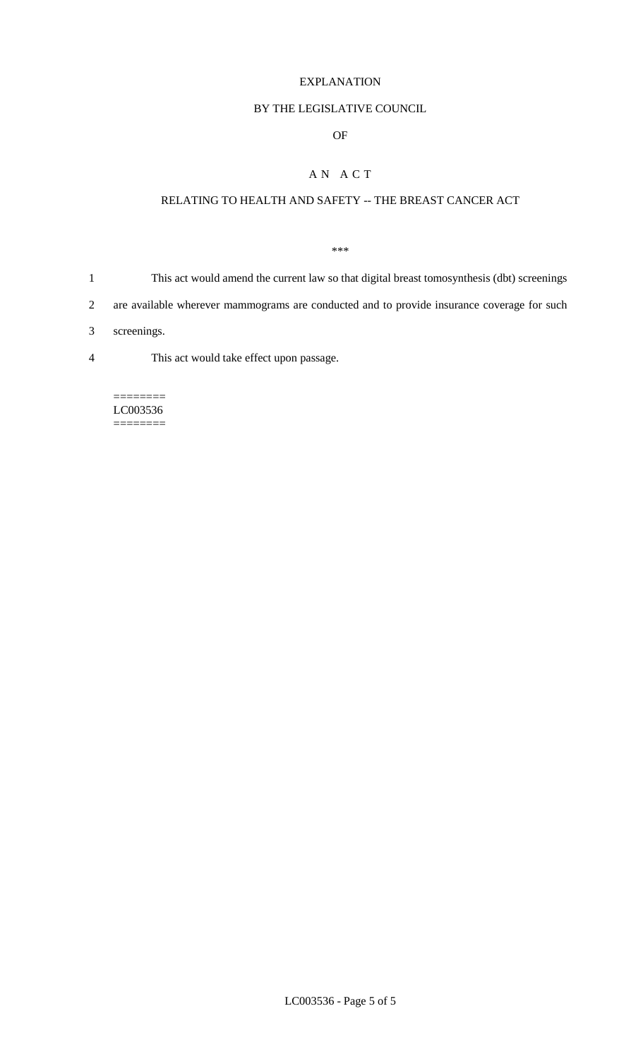EXPLANATION

BY THE LEGISLATIVE COUNCIL

OF

A N A C T

RELATING TO HEALTH AND SAFETY -- THE BREAST CANCER ACT

\*\*\*

1 This act would amend the current law so that digital breast tomosynthesis (dbt) screenings
2 are available wherever mammograms are conducted and to provide insurance coverage for such
3 screenings.

4 This act would take effect upon passage.

========
LC003536
========